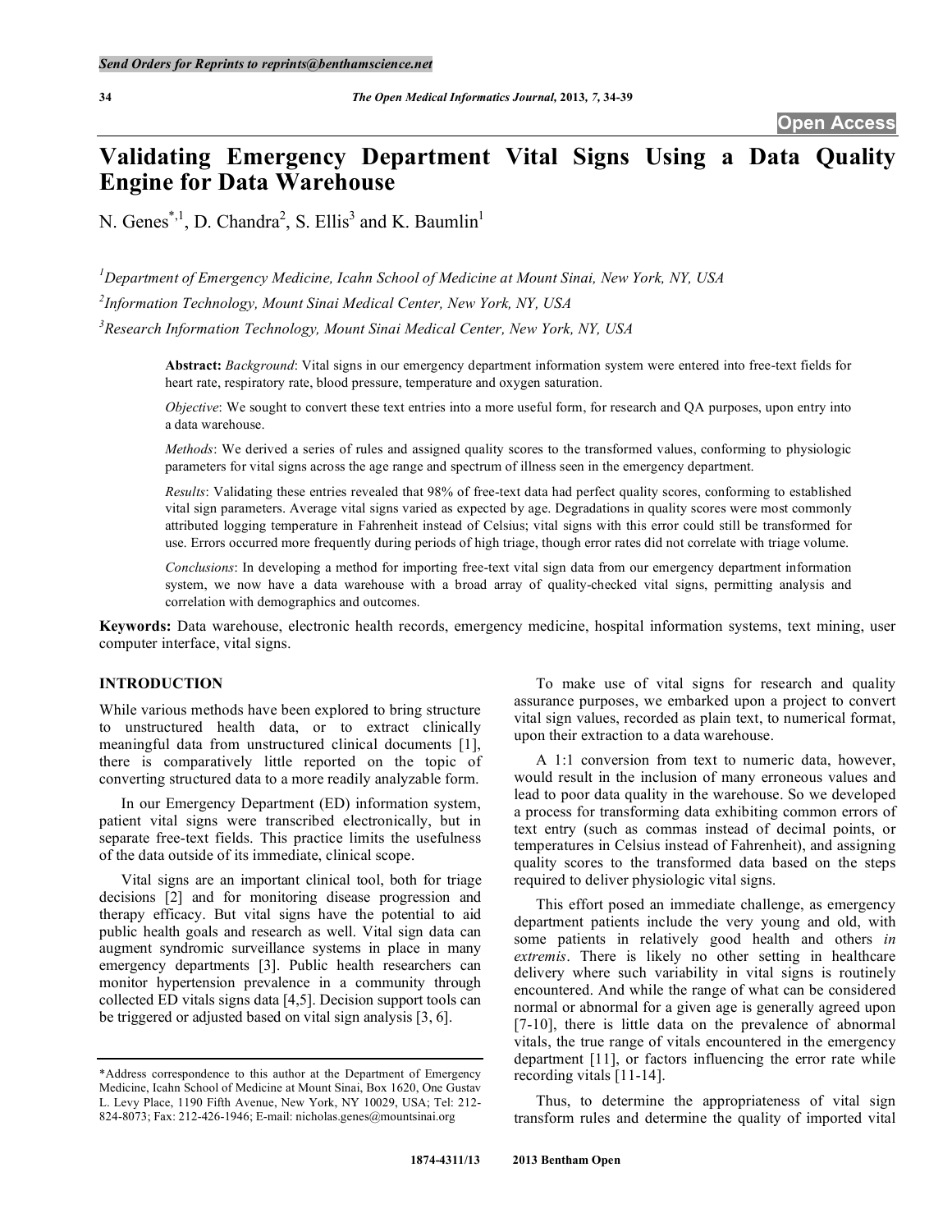# Validating Emergency Department Vital Signs Using a Data Quality Engine for Data Warehouse

N. Genes[*,1], D. Chandra[2], S. Ellis[3] and K. Baumlin[1]

[1]*Department of Emergency Medicine, Icahn School of Medicine at Mount Sinai, New York, NY, USA*

[2]*Information Technology, Mount Sinai Medical Center, New York, NY, USA*

[3]*Research Information Technology, Mount Sinai Medical Center, New York, NY, USA*

**Abstract:** *Background*: Vital signs in our emergency department information system were entered into free-text fields for heart rate, respiratory rate, blood pressure, temperature and oxygen saturation.

*Objective*: We sought to convert these text entries into a more useful form, for research and QA purposes, upon entry into a data warehouse.

*Methods*: We derived a series of rules and assigned quality scores to the transformed values, conforming to physiologic parameters for vital signs across the age range and spectrum of illness seen in the emergency department.

*Results*: Validating these entries revealed that 98% of free-text data had perfect quality scores, conforming to established vital sign parameters. Average vital signs varied as expected by age. Degradations in quality scores were most commonly attributed logging temperature in Fahrenheit instead of Celsius; vital signs with this error could still be transformed for use. Errors occurred more frequently during periods of high triage, though error rates did not correlate with triage volume.

*Conclusions*: In developing a method for importing free-text vital sign data from our emergency department information system, we now have a data warehouse with a broad array of quality-checked vital signs, permitting analysis and correlation with demographics and outcomes.

**Keywords:** Data warehouse, electronic health records, emergency medicine, hospital information systems, text mining, user computer interface, vital signs.

## INTRODUCTION

While various methods have been explored to bring structure to unstructured health data, or to extract clinically meaningful data from unstructured clinical documents [1], there is comparatively little reported on the topic of converting structured data to a more readily analyzable form.

In our Emergency Department (ED) information system, patient vital signs were transcribed electronically, but in separate free-text fields. This practice limits the usefulness of the data outside of its immediate, clinical scope.

Vital signs are an important clinical tool, both for triage decisions [2] and for monitoring disease progression and therapy efficacy. But vital signs have the potential to aid public health goals and research as well. Vital sign data can augment syndromic surveillance systems in place in many emergency departments [3]. Public health researchers can monitor hypertension prevalence in a community through collected ED vitals signs data [4,5]. Decision support tools can be triggered or adjusted based on vital sign analysis [3, 6].

To make use of vital signs for research and quality assurance purposes, we embarked upon a project to convert vital sign values, recorded as plain text, to numerical format, upon their extraction to a data warehouse.

A 1:1 conversion from text to numeric data, however, would result in the inclusion of many erroneous values and lead to poor data quality in the warehouse. So we developed a process for transforming data exhibiting common errors of text entry (such as commas instead of decimal points, or temperatures in Celsius instead of Fahrenheit), and assigning quality scores to the transformed data based on the steps required to deliver physiologic vital signs.

This effort posed an immediate challenge, as emergency department patients include the very young and old, with some patients in relatively good health and others *in extremis*. There is likely no other setting in healthcare delivery where such variability in vital signs is routinely encountered. And while the range of what can be considered normal or abnormal for a given age is generally agreed upon [7-10], there is little data on the prevalence of abnormal vitals, the true range of vitals encountered in the emergency department [11], or factors influencing the error rate while recording vitals [11-14].

Thus, to determine the appropriateness of vital sign transform rules and determine the quality of imported vital

*Address correspondence to this author at the Department of Emergency Medicine, Icahn School of Medicine at Mount Sinai, Box 1620, One Gustav L. Levy Place, 1190 Fifth Avenue, New York, NY 10029, USA; Tel: 212-824-8073; Fax: 212-426-1946; E-mail: nicholas.genes@mountsinai.org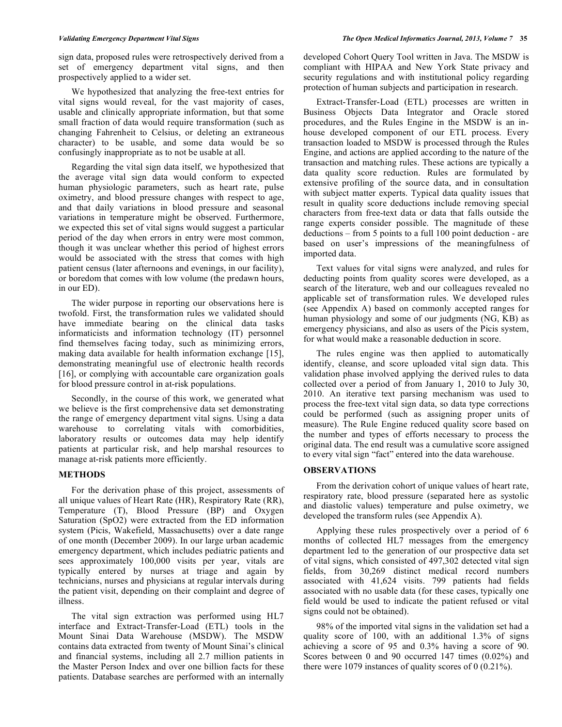sign data, proposed rules were retrospectively derived from a set of emergency department vital signs, and then prospectively applied to a wider set.

We hypothesized that analyzing the free-text entries for vital signs would reveal, for the vast majority of cases, usable and clinically appropriate information, but that some small fraction of data would require transformation (such as changing Fahrenheit to Celsius, or deleting an extraneous character) to be usable, and some data would be so confusingly inappropriate as to not be usable at all.

Regarding the vital sign data itself, we hypothesized that the average vital sign data would conform to expected human physiologic parameters, such as heart rate, pulse oximetry, and blood pressure changes with respect to age, and that daily variations in blood pressure and seasonal variations in temperature might be observed. Furthermore, we expected this set of vital signs would suggest a particular period of the day when errors in entry were most common, though it was unclear whether this period of highest errors would be associated with the stress that comes with high patient census (later afternoons and evenings, in our facility), or boredom that comes with low volume (the predawn hours, in our ED).

The wider purpose in reporting our observations here is twofold. First, the transformation rules we validated should have immediate bearing on the clinical data tasks informaticists and information technology (IT) personnel find themselves facing today, such as minimizing errors, making data available for health information exchange [15], demonstrating meaningful use of electronic health records [16], or complying with accountable care organization goals for blood pressure control in at-risk populations.

Secondly, in the course of this work, we generated what we believe is the first comprehensive data set demonstrating the range of emergency department vital signs. Using a data warehouse to correlating vitals with comorbidities, laboratory results or outcomes data may help identify patients at particular risk, and help marshal resources to manage at-risk patients more efficiently.

## METHODS

For the derivation phase of this project, assessments of all unique values of Heart Rate (HR), Respiratory Rate (RR), Temperature (T), Blood Pressure (BP) and Oxygen Saturation (SpO2) were extracted from the ED information system (Picis, Wakefield, Massachusetts) over a date range of one month (December 2009). In our large urban academic emergency department, which includes pediatric patients and sees approximately 100,000 visits per year, vitals are typically entered by nurses at triage and again by technicians, nurses and physicians at regular intervals during the patient visit, depending on their complaint and degree of illness.

The vital sign extraction was performed using HL7 interface and Extract-Transfer-Load (ETL) tools in the Mount Sinai Data Warehouse (MSDW). The MSDW contains data extracted from twenty of Mount Sinai's clinical and financial systems, including all 2.7 million patients in the Master Person Index and over one billion facts for these patients. Database searches are performed with an internally developed Cohort Query Tool written in Java. The MSDW is compliant with HIPAA and New York State privacy and security regulations and with institutional policy regarding protection of human subjects and participation in research.

Extract-Transfer-Load (ETL) processes are written in Business Objects Data Integrator and Oracle stored procedures, and the Rules Engine in the MSDW is an in-house developed component of our ETL process. Every transaction loaded to MSDW is processed through the Rules Engine, and actions are applied according to the nature of the transaction and matching rules. These actions are typically a data quality score reduction. Rules are formulated by extensive profiling of the source data, and in consultation with subject matter experts. Typical data quality issues that result in quality score deductions include removing special characters from free-text data or data that falls outside the range experts consider possible. The magnitude of these deductions – from 5 points to a full 100 point deduction - are based on user's impressions of the meaningfulness of imported data.

Text values for vital signs were analyzed, and rules for deducting points from quality scores were developed, as a search of the literature, web and our colleagues revealed no applicable set of transformation rules. We developed rules (see Appendix A) based on commonly accepted ranges for human physiology and some of our judgments (NG, KB) as emergency physicians, and also as users of the Picis system, for what would make a reasonable deduction in score.

The rules engine was then applied to automatically identify, cleanse, and score uploaded vital sign data. This validation phase involved applying the derived rules to data collected over a period of from January 1, 2010 to July 30, 2010. An iterative text parsing mechanism was used to process the free-text vital sign data, so data type corrections could be performed (such as assigning proper units of measure). The Rule Engine reduced quality score based on the number and types of efforts necessary to process the original data. The end result was a cumulative score assigned to every vital sign "fact" entered into the data warehouse.

## OBSERVATIONS

From the derivation cohort of unique values of heart rate, respiratory rate, blood pressure (separated here as systolic and diastolic values) temperature and pulse oximetry, we developed the transform rules (see Appendix A).

Applying these rules prospectively over a period of 6 months of collected HL7 messages from the emergency department led to the generation of our prospective data set of vital signs, which consisted of 497,302 detected vital sign fields, from 30,269 distinct medical record numbers associated with 41,624 visits. 799 patients had fields associated with no usable data (for these cases, typically one field would be used to indicate the patient refused or vital signs could not be obtained).

98% of the imported vital signs in the validation set had a quality score of 100, with an additional 1.3% of signs achieving a score of 95 and 0.3% having a score of 90. Scores between 0 and 90 occurred 147 times (0.02%) and there were 1079 instances of quality scores of 0 (0.21%).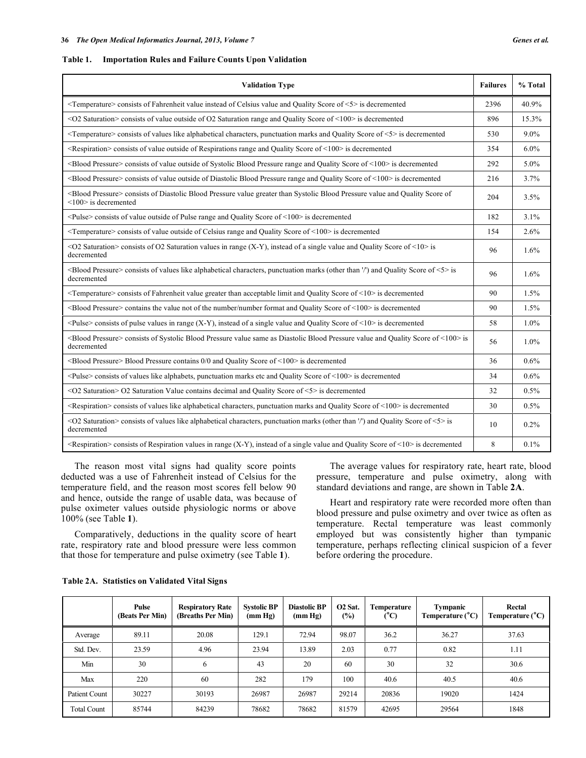**Table 1. Importation Rules and Failure Counts Upon Validation**

| Validation Type | Failures | % Total |
|---|---|---|
| <Temperature> consists of Fahrenheit value instead of Celsius value and Quality Score of <5> is decremented | 2396 | 40.9% |
| <O2 Saturation> consists of value outside of O2 Saturation range and Quality Score of <100> is decremented | 896 | 15.3% |
| <Temperature> consists of values like alphabetical characters, punctuation marks and Quality Score of <5> is decremented | 530 | 9.0% |
| <Respiration> consists of value outside of Respirations range and Quality Score of <100> is decremented | 354 | 6.0% |
| <Blood Pressure> consists of value outside of Systolic Blood Pressure range and Quality Score of <100> is decremented | 292 | 5.0% |
| <Blood Pressure> consists of value outside of Diastolic Blood Pressure range and Quality Score of <100> is decremented | 216 | 3.7% |
| <Blood Pressure> consists of Diastolic Blood Pressure value greater than Systolic Blood Pressure value and Quality Score of <100> is decremented | 204 | 3.5% |
| <Pulse> consists of value outside of Pulse range and Quality Score of <100> is decremented | 182 | 3.1% |
| <Temperature> consists of value outside of Celsius range and Quality Score of <100> is decremented | 154 | 2.6% |
| <O2 Saturation> consists of O2 Saturation values in range (X-Y), instead of a single value and Quality Score of <10> is decremented | 96 | 1.6% |
| <Blood Pressure> consists of values like alphabetical characters, punctuation marks (other than '/') and Quality Score of <5> is decremented | 96 | 1.6% |
| <Temperature> consists of Fahrenheit value greater than acceptable limit and Quality Score of <10> is decremented | 90 | 1.5% |
| <Blood Pressure> contains the value not of the number/number format and Quality Score of <100> is decremented | 90 | 1.5% |
| <Pulse> consists of pulse values in range (X-Y), instead of a single value and Quality Score of <10> is decremented | 58 | 1.0% |
| <Blood Pressure> consists of Systolic Blood Pressure value same as Diastolic Blood Pressure value and Quality Score of <100> is decremented | 56 | 1.0% |
| <Blood Pressure> Blood Pressure contains 0/0 and Quality Score of <100> is decremented | 36 | 0.6% |
| <Pulse> consists of values like alphabets, punctuation marks etc and Quality Score of <100> is decremented | 34 | 0.6% |
| <O2 Saturation> O2 Saturation Value contains decimal and Quality Score of <5> is decremented | 32 | 0.5% |
| <Respiration> consists of values like alphabetical characters, punctuation marks and Quality Score of <100> is decremented | 30 | 0.5% |
| <O2 Saturation> consists of values like alphabetical characters, punctuation marks (other than '/') and Quality Score of <5> is decremented | 10 | 0.2% |
| <Respiration> consists of Respiration values in range (X-Y), instead of a single value and Quality Score of <10> is decremented | 8 | 0.1% |

The reason most vital signs had quality score points deducted was a use of Fahrenheit instead of Celsius for the temperature field, and the reason most scores fell below 90 and hence, outside the range of usable data, was because of pulse oximeter values outside physiologic norms or above 100% (see Table **1**).

Comparatively, deductions in the quality score of heart rate, respiratory rate and blood pressure were less common that those for temperature and pulse oximetry (see Table **1**).

The average values for respiratory rate, heart rate, blood pressure, temperature and pulse oximetry, along with standard deviations and range, are shown in Table **2A**.

Heart and respiratory rate were recorded more often than blood pressure and pulse oximetry and over twice as often as temperature. Rectal temperature was least commonly employed but was consistently higher than tympanic temperature, perhaps reflecting clinical suspicion of a fever before ordering the procedure.

**Table 2A. Statistics on Validated Vital Signs**

| | Pulse (Beats Per Min) | Respiratory Rate (Breaths Per Min) | Systolic BP (mm Hg) | Diastolic BP (mm Hg) | O2 Sat. (%) | Temperature (°C) | Tympanic Temperature (°C) | Rectal Temperature (°C) |
|---|---|---|---|---|---|---|---|---|
| Average | 89.11 | 20.08 | 129.1 | 72.94 | 98.07 | 36.2 | 36.27 | 37.63 |
| Std. Dev. | 23.59 | 4.96 | 23.94 | 13.89 | 2.03 | 0.77 | 0.82 | 1.11 |
| Min | 30 | 6 | 43 | 20 | 60 | 30 | 32 | 30.6 |
| Max | 220 | 60 | 282 | 179 | 100 | 40.6 | 40.5 | 40.6 |
| Patient Count | 30227 | 30193 | 26987 | 26987 | 29214 | 20836 | 19020 | 1424 |
| Total Count | 85744 | 84239 | 78682 | 78682 | 81579 | 42695 | 29564 | 1848 |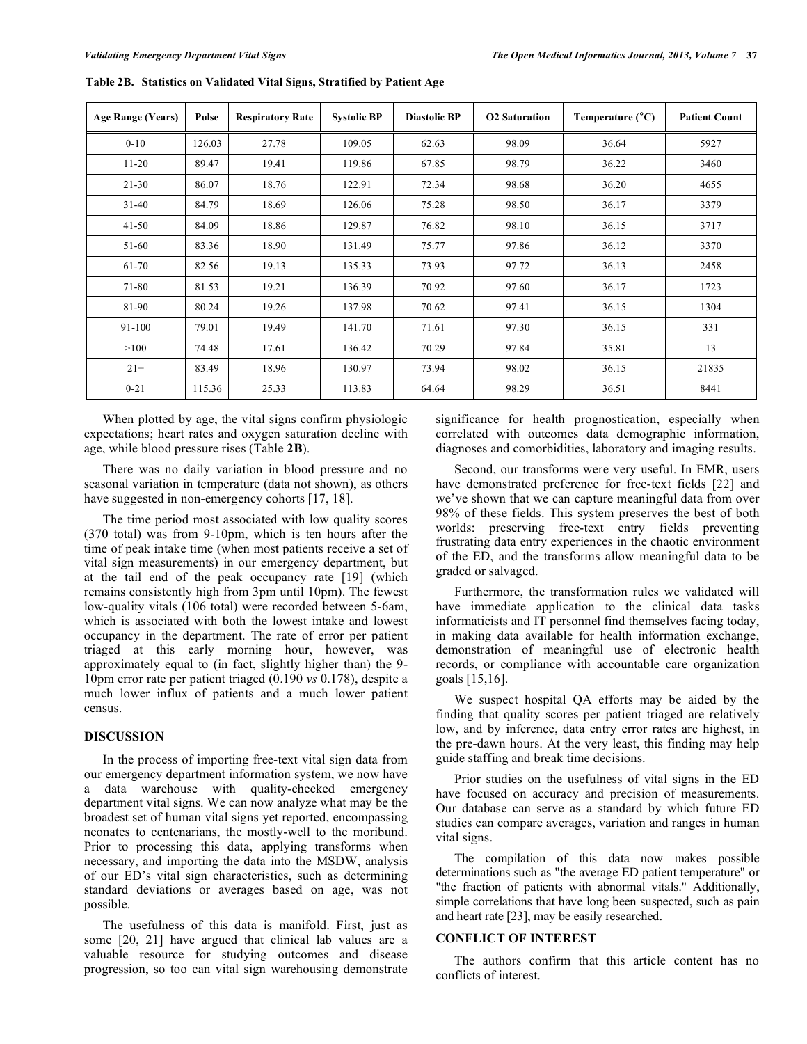**Table 2B. Statistics on Validated Vital Signs, Stratified by Patient Age**

| Age Range (Years) | Pulse | Respiratory Rate | Systolic BP | Diastolic BP | O2 Saturation | Temperature (˚C) | Patient Count |
|---|---|---|---|---|---|---|---|
| 0-10 | 126.03 | 27.78 | 109.05 | 62.63 | 98.09 | 36.64 | 5927 |
| 11-20 | 89.47 | 19.41 | 119.86 | 67.85 | 98.79 | 36.22 | 3460 |
| 21-30 | 86.07 | 18.76 | 122.91 | 72.34 | 98.68 | 36.20 | 4655 |
| 31-40 | 84.79 | 18.69 | 126.06 | 75.28 | 98.50 | 36.17 | 3379 |
| 41-50 | 84.09 | 18.86 | 129.87 | 76.82 | 98.10 | 36.15 | 3717 |
| 51-60 | 83.36 | 18.90 | 131.49 | 75.77 | 97.86 | 36.12 | 3370 |
| 61-70 | 82.56 | 19.13 | 135.33 | 73.93 | 97.72 | 36.13 | 2458 |
| 71-80 | 81.53 | 19.21 | 136.39 | 70.92 | 97.60 | 36.17 | 1723 |
| 81-90 | 80.24 | 19.26 | 137.98 | 70.62 | 97.41 | 36.15 | 1304 |
| 91-100 | 79.01 | 19.49 | 141.70 | 71.61 | 97.30 | 36.15 | 331 |
| >100 | 74.48 | 17.61 | 136.42 | 70.29 | 97.84 | 35.81 | 13 |
| 21+ | 83.49 | 18.96 | 130.97 | 73.94 | 98.02 | 36.15 | 21835 |
| 0-21 | 115.36 | 25.33 | 113.83 | 64.64 | 98.29 | 36.51 | 8441 |

When plotted by age, the vital signs confirm physiologic expectations; heart rates and oxygen saturation decline with age, while blood pressure rises (Table **2B**).

There was no daily variation in blood pressure and no seasonal variation in temperature (data not shown), as others have suggested in non-emergency cohorts [17, 18].

The time period most associated with low quality scores (370 total) was from 9-10pm, which is ten hours after the time of peak intake time (when most patients receive a set of vital sign measurements) in our emergency department, but at the tail end of the peak occupancy rate [19] (which remains consistently high from 3pm until 10pm). The fewest low-quality vitals (106 total) were recorded between 5-6am, which is associated with both the lowest intake and lowest occupancy in the department. The rate of error per patient triaged at this early morning hour, however, was approximately equal to (in fact, slightly higher than) the 9-10pm error rate per patient triaged (0.190 *vs* 0.178), despite a much lower influx of patients and a much lower patient census.

## DISCUSSION

In the process of importing free-text vital sign data from our emergency department information system, we now have a data warehouse with quality-checked emergency department vital signs. We can now analyze what may be the broadest set of human vital signs yet reported, encompassing neonates to centenarians, the mostly-well to the moribund. Prior to processing this data, applying transforms when necessary, and importing the data into the MSDW, analysis of our ED's vital sign characteristics, such as determining standard deviations or averages based on age, was not possible.

The usefulness of this data is manifold. First, just as some [20, 21] have argued that clinical lab values are a valuable resource for studying outcomes and disease progression, so too can vital sign warehousing demonstrate significance for health prognostication, especially when correlated with outcomes data demographic information, diagnoses and comorbidities, laboratory and imaging results.

Second, our transforms were very useful. In EMR, users have demonstrated preference for free-text fields [22] and we've shown that we can capture meaningful data from over 98% of these fields. This system preserves the best of both worlds: preserving free-text entry fields preventing frustrating data entry experiences in the chaotic environment of the ED, and the transforms allow meaningful data to be graded or salvaged.

Furthermore, the transformation rules we validated will have immediate application to the clinical data tasks informaticists and IT personnel find themselves facing today, in making data available for health information exchange, demonstration of meaningful use of electronic health records, or compliance with accountable care organization goals [15,16].

We suspect hospital QA efforts may be aided by the finding that quality scores per patient triaged are relatively low, and by inference, data entry error rates are highest, in the pre-dawn hours. At the very least, this finding may help guide staffing and break time decisions.

Prior studies on the usefulness of vital signs in the ED have focused on accuracy and precision of measurements. Our database can serve as a standard by which future ED studies can compare averages, variation and ranges in human vital signs.

The compilation of this data now makes possible determinations such as "the average ED patient temperature" or "the fraction of patients with abnormal vitals." Additionally, simple correlations that have long been suspected, such as pain and heart rate [23], may be easily researched.

## CONFLICT OF INTEREST

The authors confirm that this article content has no conflicts of interest.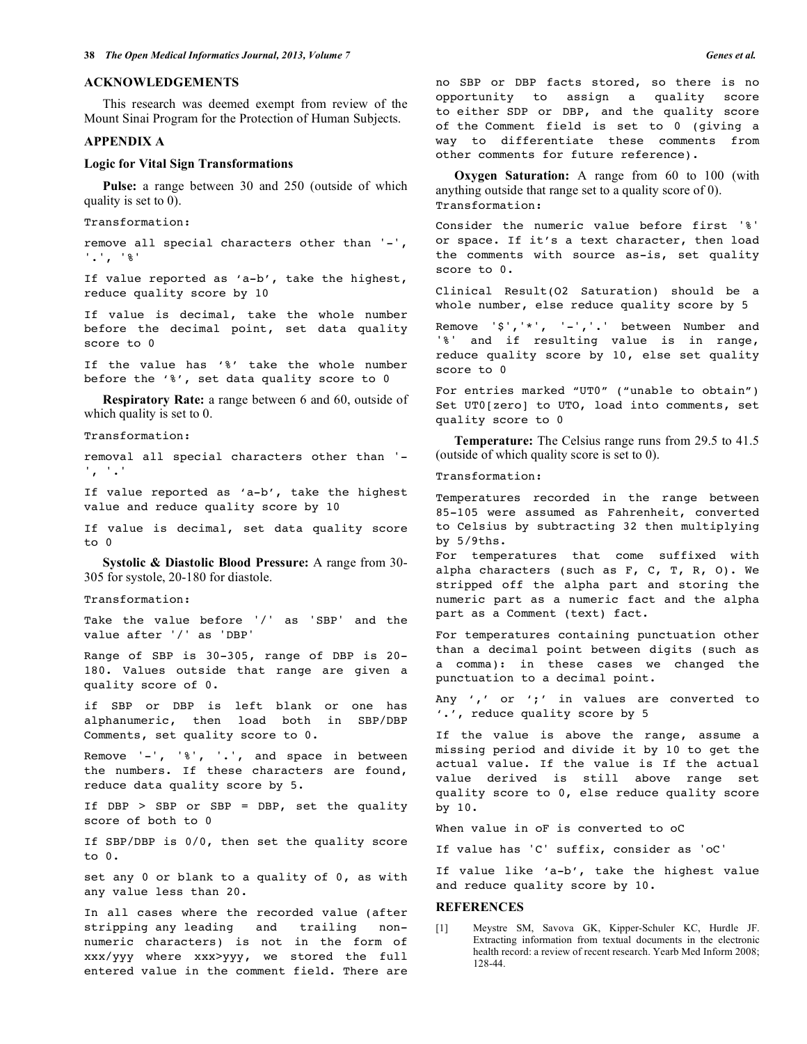## ACKNOWLEDGEMENTS

This research was deemed exempt from review of the Mount Sinai Program for the Protection of Human Subjects.

## APPENDIX A

### Logic for Vital Sign Transformations

**Pulse:** a range between 30 and 250 (outside of which quality is set to 0).

Transformation:

remove all special characters other than '-', '.', '%'

If value reported as 'a-b', take the highest, reduce quality score by 10

If value is decimal, take the whole number before the decimal point, set data quality score to 0

If the value has '%' take the whole number before the '%', set data quality score to 0

**Respiratory Rate:** a range between 6 and 60, outside of which quality is set to 0.

Transformation:

removal all special characters other than '-', '.'

If value reported as 'a-b', take the highest value and reduce quality score by 10

If value is decimal, set data quality score to 0

**Systolic & Diastolic Blood Pressure:** A range from 30-305 for systole, 20-180 for diastole.

Transformation:

Take the value before '/' as 'SBP' and the value after '/' as 'DBP'

Range of SBP is 30-305, range of DBP is 20-180. Values outside that range are given a quality score of 0.

if SBP or DBP is left blank or one has alphanumeric, then load both in SBP/DBP Comments, set quality score to 0.

Remove '-', '%', '.', and space in between the numbers. If these characters are found, reduce data quality score by 5.

If DBP > SBP or SBP = DBP, set the quality score of both to 0

If SBP/DBP is 0/0, then set the quality score to 0.

set any 0 or blank to a quality of 0, as with any value less than 20.

In all cases where the recorded value (after stripping any leading and trailing non-numeric characters) is not in the form of xxx/yyy where xxx>yyy, we stored the full entered value in the comment field. There are no SBP or DBP facts stored, so there is no opportunity to assign a quality score to either SDP or DBP, and the quality score of the Comment field is set to 0 (giving a way to differentiate these comments from other comments for future reference).

**Oxygen Saturation:** A range from 60 to 100 (with anything outside that range set to a quality score of 0).

Transformation:

Consider the numeric value before first '%' or space. If it's a text character, then load the comments with source as-is, set quality score to 0.

Clinical Result(O2 Saturation) should be a whole number, else reduce quality score by 5

Remove '$','*', '-','.' between Number and '%' and if resulting value is in range, reduce quality score by 10, else set quality score to 0

For entries marked "UT0" ("unable to obtain") Set UT0[zero] to UTO, load into comments, set quality score to 0

**Temperature:** The Celsius range runs from 29.5 to 41.5 (outside of which quality score is set to 0).

Transformation:

Temperatures recorded in the range between 85-105 were assumed as Fahrenheit, converted to Celsius by subtracting 32 then multiplying by 5/9ths.

For temperatures that come suffixed with alpha characters (such as F, C, T, R, O). We stripped off the alpha part and storing the numeric part as a numeric fact and the alpha part as a Comment (text) fact.

For temperatures containing punctuation other than a decimal point between digits (such as a comma): in these cases we changed the punctuation to a decimal point.

Any ',' or ';' in values are converted to '.', reduce quality score by 5

If the value is above the range, assume a missing period and divide it by 10 to get the actual value. If the value is If the actual value derived is still above range set quality score to 0, else reduce quality score by 10.

When value in oF is converted to oC

If value has 'C' suffix, consider as 'oC'

If value like 'a-b', take the highest value and reduce quality score by 10.

## REFERENCES

[1] Meystre SM, Savova GK, Kipper-Schuler KC, Hurdle JF. Extracting information from textual documents in the electronic health record: a review of recent research. Yearb Med Inform 2008; 128-44.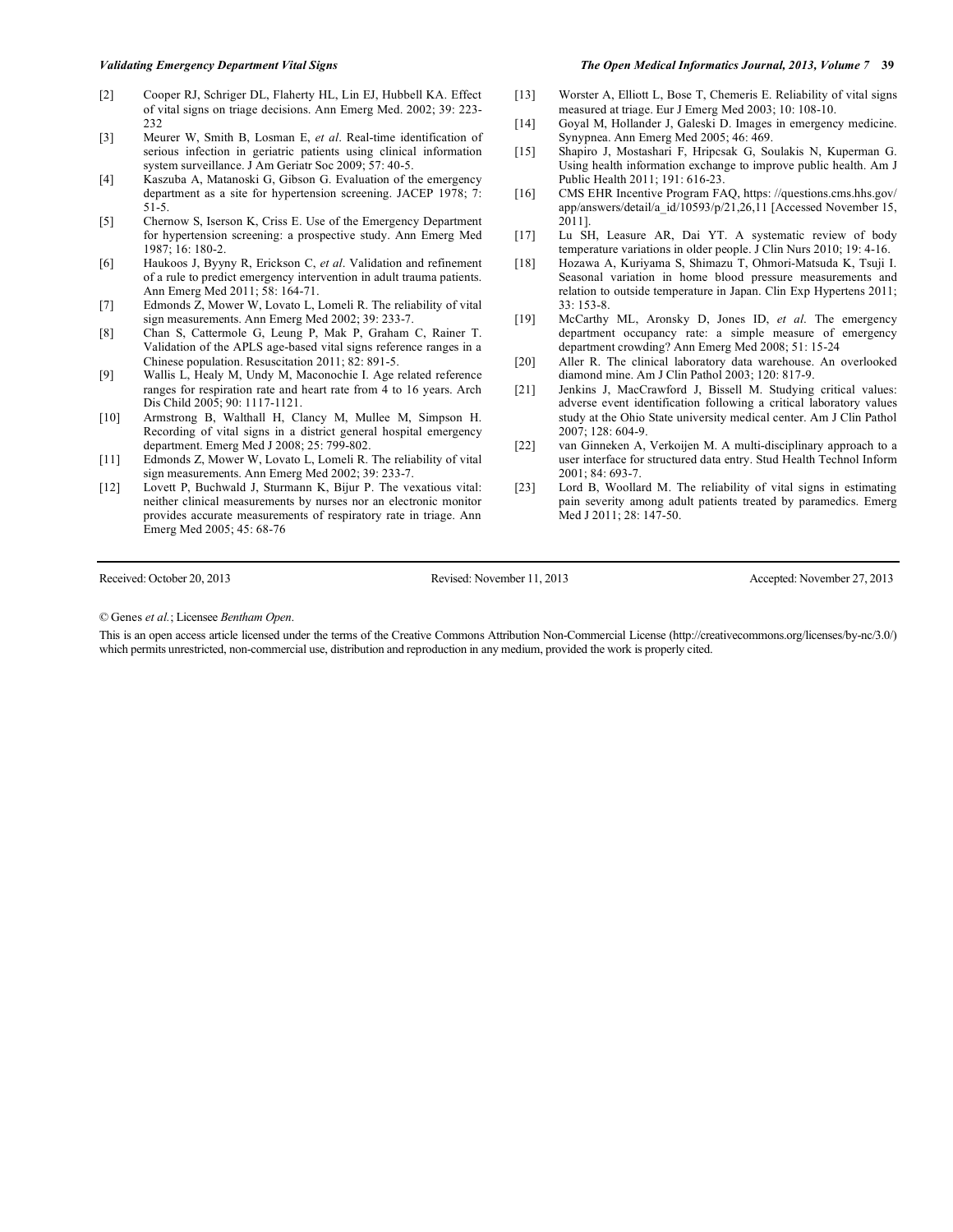[2] Cooper RJ, Schriger DL, Flaherty HL, Lin EJ, Hubbell KA. Effect of vital signs on triage decisions. Ann Emerg Med. 2002; 39: 223-232

[3] Meurer W, Smith B, Losman E, *et al*. Real-time identification of serious infection in geriatric patients using clinical information system surveillance. J Am Geriatr Soc 2009; 57: 40-5.

[4] Kaszuba A, Matanoski G, Gibson G. Evaluation of the emergency department as a site for hypertension screening. JACEP 1978; 7: 51-5.

[5] Chernow S, Iserson K, Criss E. Use of the Emergency Department for hypertension screening: a prospective study. Ann Emerg Med 1987; 16: 180-2.

[6] Haukoos J, Byyny R, Erickson C, *et al*. Validation and refinement of a rule to predict emergency intervention in adult trauma patients. Ann Emerg Med 2011; 58: 164-71.

[7] Edmonds Z, Mower W, Lovato L, Lomeli R. The reliability of vital sign measurements. Ann Emerg Med 2002; 39: 233-7.

[8] Chan S, Cattermole G, Leung P, Mak P, Graham C, Rainer T. Validation of the APLS age-based vital signs reference ranges in a Chinese population. Resuscitation 2011; 82: 891-5.

[9] Wallis L, Healy M, Undy M, Maconochie I. Age related reference ranges for respiration rate and heart rate from 4 to 16 years. Arch Dis Child 2005; 90: 1117-1121.

[10] Armstrong B, Walthall H, Clancy M, Mullee M, Simpson H. Recording of vital signs in a district general hospital emergency department. Emerg Med J 2008; 25: 799-802.

[11] Edmonds Z, Mower W, Lovato L, Lomeli R. The reliability of vital sign measurements. Ann Emerg Med 2002; 39: 233-7.

[12] Lovett P, Buchwald J, Sturmann K, Bijur P. The vexatious vital: neither clinical measurements by nurses nor an electronic monitor provides accurate measurements of respiratory rate in triage. Ann Emerg Med 2005; 45: 68-76

[13] Worster A, Elliott L, Bose T, Chemeris E. Reliability of vital signs measured at triage. Eur J Emerg Med 2003; 10: 108-10.

[14] Goyal M, Hollander J, Galeski D. Images in emergency medicine. Synypnea. Ann Emerg Med 2005; 46: 469.

[15] Shapiro J, Mostashari F, Hripcsak G, Soulakis N, Kuperman G. Using health information exchange to improve public health. Am J Public Health 2011; 191: 616-23.

[16] CMS EHR Incentive Program FAQ, https: //questions.cms.hhs.gov/app/answers/detail/a_id/10593/p/21,26,11 [Accessed November 15, 2011].

[17] Lu SH, Leasure AR, Dai YT. A systematic review of body temperature variations in older people. J Clin Nurs 2010; 19: 4-16.

[18] Hozawa A, Kuriyama S, Shimazu T, Ohmori-Matsuda K, Tsuji I. Seasonal variation in home blood pressure measurements and relation to outside temperature in Japan. Clin Exp Hypertens 2011; 33: 153-8.

[19] McCarthy ML, Aronsky D, Jones ID, *et al*. The emergency department occupancy rate: a simple measure of emergency department crowding? Ann Emerg Med 2008; 51: 15-24

[20] Aller R. The clinical laboratory data warehouse. An overlooked diamond mine. Am J Clin Pathol 2003; 120: 817-9.

[21] Jenkins J, MacCrawford J, Bissell M. Studying critical values: adverse event identification following a critical laboratory values study at the Ohio State university medical center. Am J Clin Pathol 2007; 128: 604-9.

[22] van Ginneken A, Verkoijen M. A multi-disciplinary approach to a user interface for structured data entry. Stud Health Technol Inform 2001; 84: 693-7.

[23] Lord B, Woollard M. The reliability of vital signs in estimating pain severity among adult patients treated by paramedics. Emerg Med J 2011; 28: 147-50.

---

Received: October 20, 2013 Revised: November 11, 2013 Accepted: November 27, 2013

© Genes *et al.*; Licensee *Bentham Open*.

This is an open access article licensed under the terms of the Creative Commons Attribution Non-Commercial License (http://creativecommons.org/licenses/by-nc/3.0/) which permits unrestricted, non-commercial use, distribution and reproduction in any medium, provided the work is properly cited.